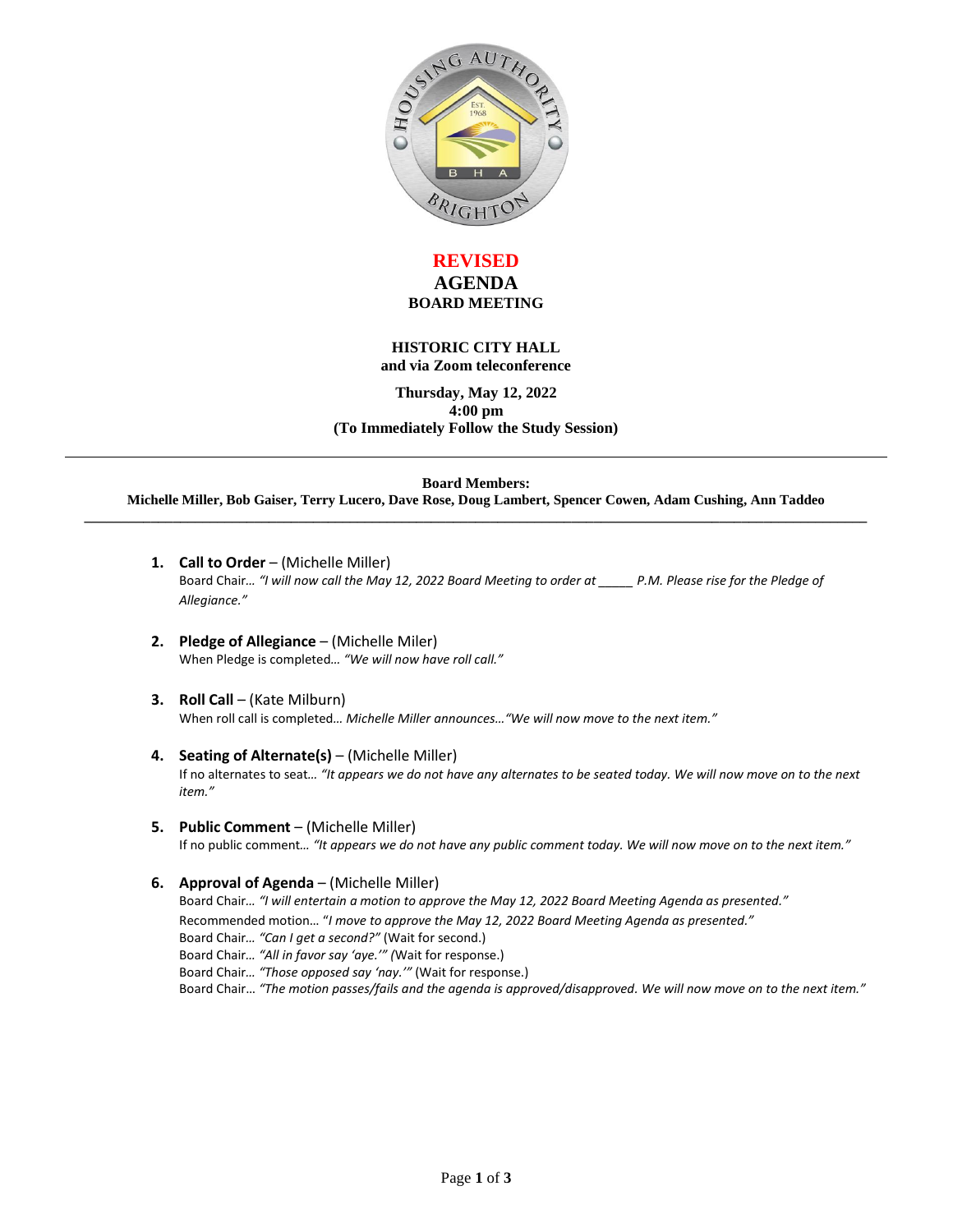# REVISED

# AGENDA

## BOARD MEETING

**HISTORIC CITY HALL**
**and via Zoom teleconference**

**Thursday, May 12, 2022**
**4:00 pm**
**(To Immediately Follow the Study Session)**

---

**Board Members:**
**Michelle Miller, Bob Gaiser, Terry Lucero, Dave Rose, Doug Lambert, Spencer Cowen, Adam Cushing, Ann Taddeo**

---

1. **Call to Order** – (Michelle Miller)
   Board Chair… *"I will now call the May 12, 2022 Board Meeting to order at _____ P.M. Please rise for the Pledge of Allegiance."*

2. **Pledge of Allegiance** – (Michelle Miler)
   When Pledge is completed… *"We will now have roll call."*

3. **Roll Call** – (Kate Milburn)
   When roll call is completed… *Michelle Miller announces…"We will now move to the next item."*

4. **Seating of Alternate(s)** – (Michelle Miller)
   If no alternates to seat… *"It appears we do not have any alternates to be seated today. We will now move on to the next item."*

5. **Public Comment** – (Michelle Miller)
   If no public comment… *"It appears we do not have any public comment today. We will now move on to the next item."*

6. **Approval of Agenda** – (Michelle Miller)
   Board Chair… *"I will entertain a motion to approve the May 12, 2022 Board Meeting Agenda as presented."*
   Recommended motion… "*I move to approve the May 12, 2022 Board Meeting Agenda as presented."*
   Board Chair… *"Can I get a second?"* (Wait for second.)
   Board Chair… *"All in favor say 'aye.'"* (Wait for response.)
   Board Chair… *"Those opposed say 'nay.'"* (Wait for response.)
   Board Chair… *"The motion passes/fails and the agenda is approved/disapproved. We will now move on to the next item."*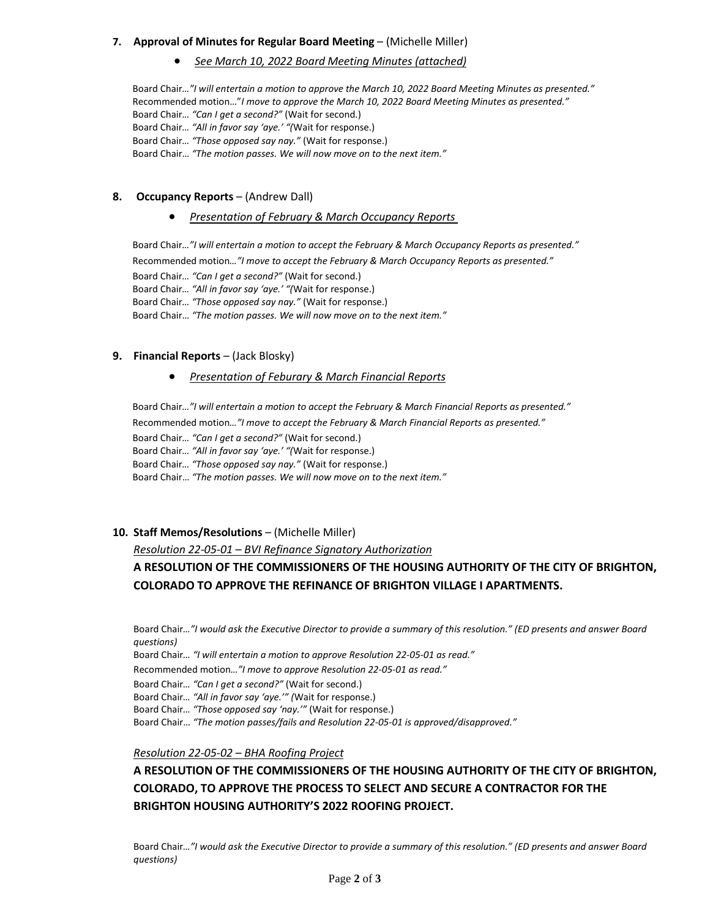**7. Approval of Minutes for Regular Board Meeting** – (Michelle Miller)

- *See March 10, 2022 Board Meeting Minutes (attached)*

Board Chair…*"I will entertain a motion to approve the March 10, 2022 Board Meeting Minutes as presented."*
Recommended motion…"*I move to approve the March 10, 2022 Board Meeting Minutes as presented."*
Board Chair… *"Can I get a second?"* (Wait for second.)
Board Chair… *"All in favor say 'aye.' "*(Wait for response.)
Board Chair… *"Those opposed say nay."* (Wait for response.)
Board Chair… *"The motion passes. We will now move on to the next item."*

**8. Occupancy Reports** – (Andrew Dall)

- *Presentation of February & March Occupancy Reports*

Board Chair…*"I will entertain a motion to accept the February & March Occupancy Reports as presented."*
Recommended motion…*"I move to accept the February & March Occupancy Reports as presented."*
Board Chair… *"Can I get a second?"* (Wait for second.)
Board Chair… *"All in favor say 'aye.' "*(Wait for response.)
Board Chair… *"Those opposed say nay."* (Wait for response.)
Board Chair… *"The motion passes. We will now move on to the next item."*

**9. Financial Reports** – (Jack Blosky)

- *Presentation of Feburary & March Financial Reports*

Board Chair…*"I will entertain a motion to accept the February & March Financial Reports as presented."*
Recommended motion…*"I move to accept the February & March Financial Reports as presented."*
Board Chair… *"Can I get a second?"* (Wait for second.)
Board Chair… *"All in favor say 'aye.' "*(Wait for response.)
Board Chair… *"Those opposed say nay."* (Wait for response.)
Board Chair… *"The motion passes. We will now move on to the next item."*

**10. Staff Memos/Resolutions** – (Michelle Miller)

*Resolution 22-05-01 – BVI Refinance Signatory Authorization*

**A RESOLUTION OF THE COMMISSIONERS OF THE HOUSING AUTHORITY OF THE CITY OF BRIGHTON, COLORADO TO APPROVE THE REFINANCE OF BRIGHTON VILLAGE I APARTMENTS.**

Board Chair…*"I would ask the Executive Director to provide a summary of this resolution." (ED presents and answer Board questions)*
Board Chair… *"I will entertain a motion to approve Resolution 22-05-01 as read."*
Recommended motion…*"I move to approve Resolution 22-05-01 as read."*
Board Chair… *"Can I get a second?"* (Wait for second.)
Board Chair… *"All in favor say 'aye.'" (*Wait for response.)
Board Chair… *"Those opposed say 'nay.'"* (Wait for response.)
Board Chair… *"The motion passes/fails and Resolution 22-05-01 is approved/disapproved."*

*Resolution 22-05-02 – BHA Roofing Project*

**A RESOLUTION OF THE COMMISSIONERS OF THE HOUSING AUTHORITY OF THE CITY OF BRIGHTON, COLORADO, TO APPROVE THE PROCESS TO SELECT AND SECURE A CONTRACTOR FOR THE BRIGHTON HOUSING AUTHORITY'S 2022 ROOFING PROJECT.**

Board Chair…*"I would ask the Executive Director to provide a summary of this resolution." (ED presents and answer Board questions)*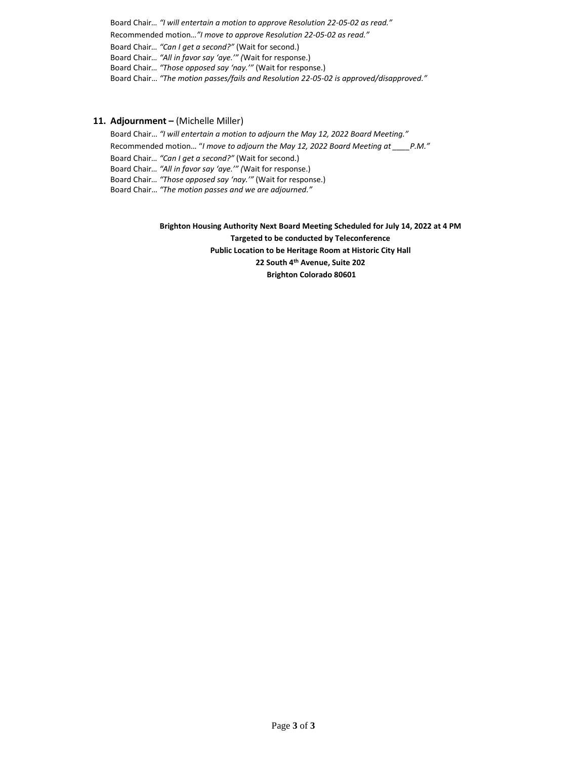Board Chair… *"I will entertain a motion to approve Resolution 22-05-02 as read."*
Recommended motion…*"I move to approve Resolution 22-05-02 as read."*
Board Chair… *"Can I get a second?"* (Wait for second.)
Board Chair… *"All in favor say 'aye.'"* (Wait for response.)
Board Chair… *"Those opposed say 'nay.'"* (Wait for response.)
Board Chair… *"The motion passes/fails and Resolution 22-05-02 is approved/disapproved."*

**11. Adjournment –** (Michelle Miller)

Board Chair… *"I will entertain a motion to adjourn the May 12, 2022 Board Meeting."*
Recommended motion… "*I move to adjourn the May 12, 2022 Board Meeting at ____ P.M."*
Board Chair… *"Can I get a second?"* (Wait for second.)
Board Chair… *"All in favor say 'aye.'"* (Wait for response.)
Board Chair… *"Those opposed say 'nay.'"* (Wait for response.)
Board Chair… *"The motion passes and we are adjourned."*

**Brighton Housing Authority Next Board Meeting Scheduled for July 14, 2022 at 4 PM**
**Targeted to be conducted by Teleconference**
**Public Location to be Heritage Room at Historic City Hall**
**22 South 4th Avenue, Suite 202**
**Brighton Colorado 80601**